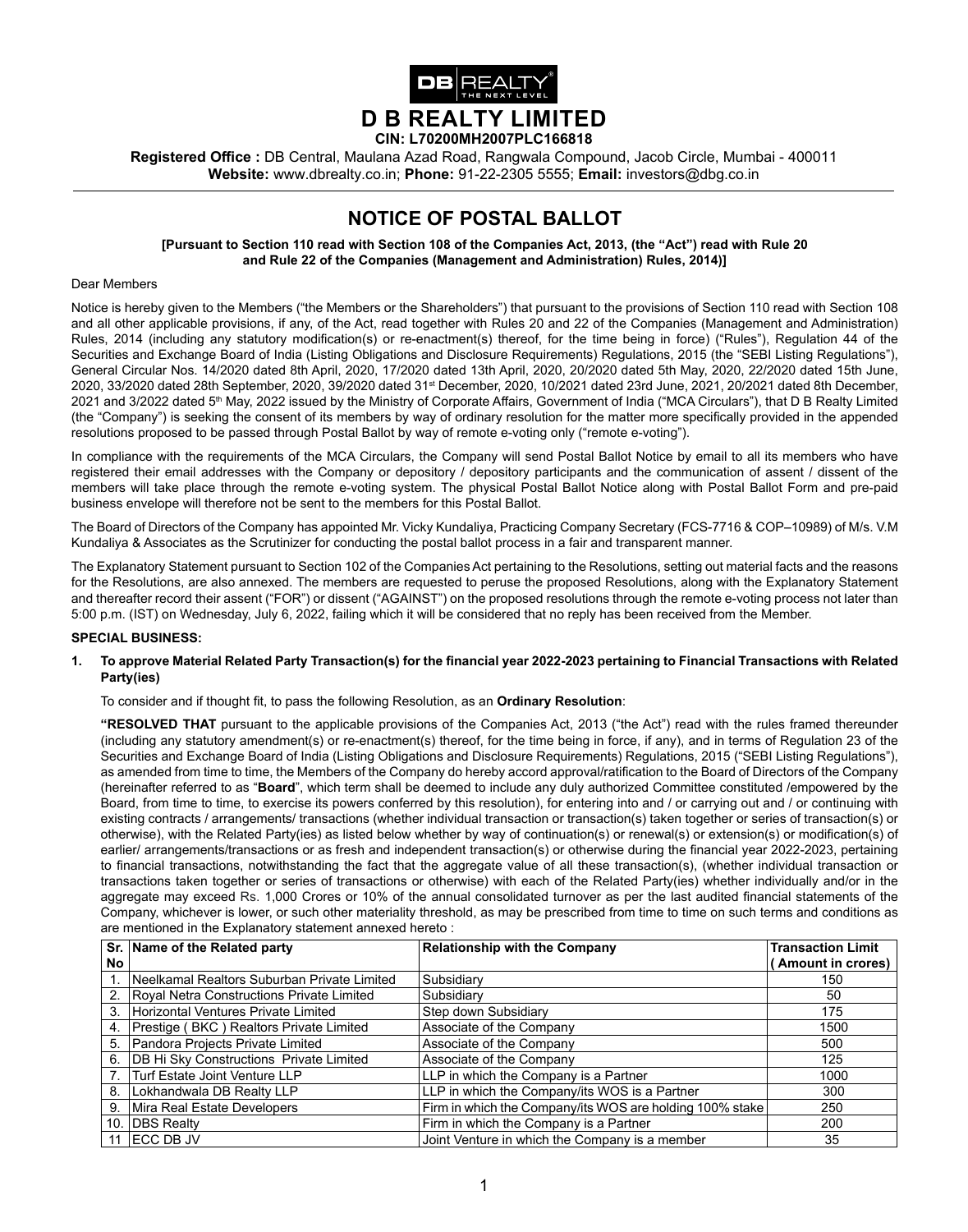# D B REALTY LIMITED

**CIN: L70200MH2007PLC166818**

**Registered Office :** DB Central, Maulana Azad Road, Rangwala Compound, Jacob Circle, Mumbai - 400011
**Website:** www.dbrealty.co.in; **Phone:** 91-22-2305 5555; **Email:** investors@dbg.co.in

## NOTICE OF POSTAL BALLOT

**[Pursuant to Section 110 read with Section 108 of the Companies Act, 2013, (the "Act") read with Rule 20 and Rule 22 of the Companies (Management and Administration) Rules, 2014)]**

Dear Members

Notice is hereby given to the Members ("the Members or the Shareholders") that pursuant to the provisions of Section 110 read with Section 108 and all other applicable provisions, if any, of the Act, read together with Rules 20 and 22 of the Companies (Management and Administration) Rules, 2014 (including any statutory modification(s) or re-enactment(s) thereof, for the time being in force) ("Rules"), Regulation 44 of the Securities and Exchange Board of India (Listing Obligations and Disclosure Requirements) Regulations, 2015 (the "SEBI Listing Regulations"), General Circular Nos. 14/2020 dated 8th April, 2020, 17/2020 dated 13th April, 2020, 20/2020 dated 5th May, 2020, 22/2020 dated 15th June, 2020, 33/2020 dated 28th September, 2020, 39/2020 dated 31st December, 2020, 10/2021 dated 23rd June, 2021, 20/2021 dated 8th December, 2021 and 3/2022 dated 5th May, 2022 issued by the Ministry of Corporate Affairs, Government of India ("MCA Circulars"), that D B Realty Limited (the "Company") is seeking the consent of its members by way of ordinary resolution for the matter more specifically provided in the appended resolutions proposed to be passed through Postal Ballot by way of remote e-voting only ("remote e-voting").

In compliance with the requirements of the MCA Circulars, the Company will send Postal Ballot Notice by email to all its members who have registered their email addresses with the Company or depository / depository participants and the communication of assent / dissent of the members will take place through the remote e-voting system. The physical Postal Ballot Notice along with Postal Ballot Form and pre-paid business envelope will therefore not be sent to the members for this Postal Ballot.

The Board of Directors of the Company has appointed Mr. Vicky Kundaliya, Practicing Company Secretary (FCS-7716 & COP–10989) of M/s. V.M Kundaliya & Associates as the Scrutinizer for conducting the postal ballot process in a fair and transparent manner.

The Explanatory Statement pursuant to Section 102 of the Companies Act pertaining to the Resolutions, setting out material facts and the reasons for the Resolutions, are also annexed. The members are requested to peruse the proposed Resolutions, along with the Explanatory Statement and thereafter record their assent ("FOR") or dissent ("AGAINST") on the proposed resolutions through the remote e-voting process not later than 5:00 p.m. (IST) on Wednesday, July 6, 2022, failing which it will be considered that no reply has been received from the Member.

**SPECIAL BUSINESS:**

**1. To approve Material Related Party Transaction(s) for the financial year 2022-2023 pertaining to Financial Transactions with Related Party(ies)**

To consider and if thought fit, to pass the following Resolution, as an **Ordinary Resolution**:

**"RESOLVED THAT** pursuant to the applicable provisions of the Companies Act, 2013 ("the Act") read with the rules framed thereunder (including any statutory amendment(s) or re-enactment(s) thereof, for the time being in force, if any), and in terms of Regulation 23 of the Securities and Exchange Board of India (Listing Obligations and Disclosure Requirements) Regulations, 2015 ("SEBI Listing Regulations"), as amended from time to time, the Members of the Company do hereby accord approval/ratification to the Board of Directors of the Company (hereinafter referred to as "**Board**", which term shall be deemed to include any duly authorized Committee constituted /empowered by the Board, from time to time, to exercise its powers conferred by this resolution), for entering into and / or carrying out and / or continuing with existing contracts / arrangements/ transactions (whether individual transaction or transaction(s) taken together or series of transaction(s) or otherwise), with the Related Party(ies) as listed below whether by way of continuation(s) or renewal(s) or extension(s) or modification(s) of earlier/ arrangements/transactions or as fresh and independent transaction(s) or otherwise during the financial year 2022-2023, pertaining to financial transactions, notwithstanding the fact that the aggregate value of all these transaction(s), (whether individual transaction or transactions taken together or series of transactions or otherwise) with each of the Related Party(ies) whether individually and/or in the aggregate may exceed Rs. 1,000 Crores or 10% of the annual consolidated turnover as per the last audited financial statements of the Company, whichever is lower, or such other materiality threshold, as may be prescribed from time to time on such terms and conditions as are mentioned in the Explanatory statement annexed hereto :

| Sr. No | Name of the Related party | Relationship with the Company | Transaction Limit ( Amount in crores) |
|---|---|---|---|
| 1. | Neelkamal Realtors Suburban Private Limited | Subsidiary | 150 |
| 2. | Royal Netra Constructions Private Limited | Subsidiary | 50 |
| 3. | Horizontal Ventures Private Limited | Step down Subsidiary | 175 |
| 4. | Prestige ( BKC ) Realtors Private Limited | Associate of the Company | 1500 |
| 5. | Pandora Projects Private Limited | Associate of the Company | 500 |
| 6. | DB Hi Sky Constructions Private Limited | Associate of the Company | 125 |
| 7. | Turf Estate Joint Venture LLP | LLP in which the Company is a Partner | 1000 |
| 8. | Lokhandwala DB Realty LLP | LLP in which the Company/its WOS is a Partner | 300 |
| 9. | Mira Real Estate Developers | Firm in which the Company/its WOS are holding 100% stake | 250 |
| 10. | DBS Realty | Firm in which the Company is a Partner | 200 |
| 11 | ECC DB JV | Joint Venture in which the Company is a member | 35 |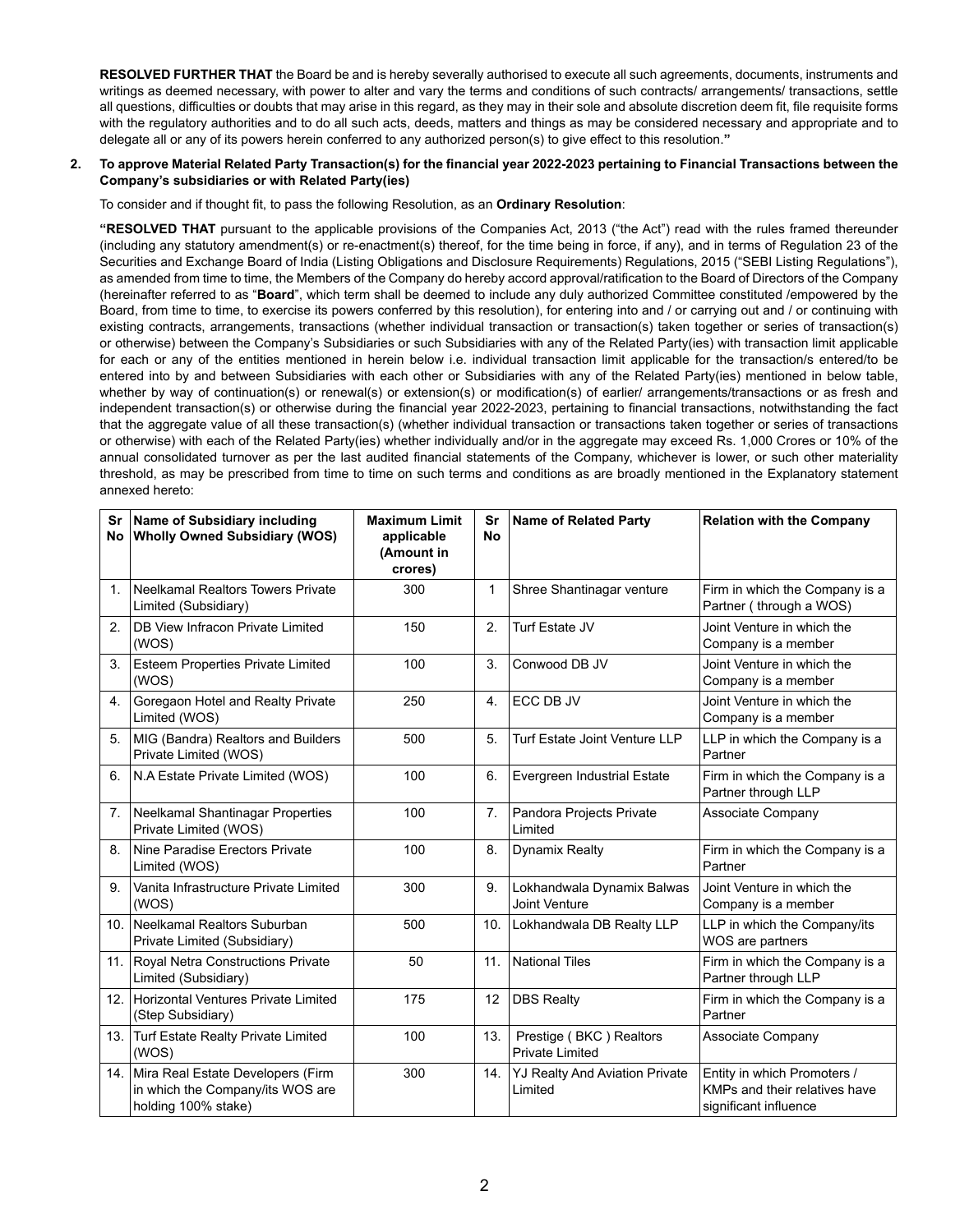**RESOLVED FURTHER THAT** the Board be and is hereby severally authorised to execute all such agreements, documents, instruments and writings as deemed necessary, with power to alter and vary the terms and conditions of such contracts/ arrangements/ transactions, settle all questions, difficulties or doubts that may arise in this regard, as they may in their sole and absolute discretion deem fit, file requisite forms with the regulatory authorities and to do all such acts, deeds, matters and things as may be considered necessary and appropriate and to delegate all or any of its powers herein conferred to any authorized person(s) to give effect to this resolution.**"**

**2. To approve Material Related Party Transaction(s) for the financial year 2022-2023 pertaining to Financial Transactions between the Company's subsidiaries or with Related Party(ies)**

To consider and if thought fit, to pass the following Resolution, as an **Ordinary Resolution**:

**"RESOLVED THAT** pursuant to the applicable provisions of the Companies Act, 2013 ("the Act") read with the rules framed thereunder (including any statutory amendment(s) or re-enactment(s) thereof, for the time being in force, if any), and in terms of Regulation 23 of the Securities and Exchange Board of India (Listing Obligations and Disclosure Requirements) Regulations, 2015 ("SEBI Listing Regulations"), as amended from time to time, the Members of the Company do hereby accord approval/ratification to the Board of Directors of the Company (hereinafter referred to as "**Board**", which term shall be deemed to include any duly authorized Committee constituted /empowered by the Board, from time to time, to exercise its powers conferred by this resolution), for entering into and / or carrying out and / or continuing with existing contracts, arrangements, transactions (whether individual transaction or transaction(s) taken together or series of transaction(s) or otherwise) between the Company's Subsidiaries or such Subsidiaries with any of the Related Party(ies) with transaction limit applicable for each or any of the entities mentioned in herein below i.e. individual transaction limit applicable for the transaction/s entered/to be entered into by and between Subsidiaries with each other or Subsidiaries with any of the Related Party(ies) mentioned in below table, whether by way of continuation(s) or renewal(s) or extension(s) or modification(s) of earlier/ arrangements/transactions or as fresh and independent transaction(s) or otherwise during the financial year 2022-2023, pertaining to financial transactions, notwithstanding the fact that the aggregate value of all these transaction(s) (whether individual transaction or transactions taken together or series of transactions or otherwise) with each of the Related Party(ies) whether individually and/or in the aggregate may exceed Rs. 1,000 Crores or 10% of the annual consolidated turnover as per the last audited financial statements of the Company, whichever is lower, or such other materiality threshold, as may be prescribed from time to time on such terms and conditions as are broadly mentioned in the Explanatory statement annexed hereto:

| Sr No | Name of Subsidiary including Wholly Owned Subsidiary (WOS) | Maximum Limit applicable (Amount in crores) | Sr No | Name of Related Party | Relation with the Company |
|---|---|---|---|---|---|
| 1. | Neelkamal Realtors Towers Private Limited (Subsidiary) | 300 | 1 | Shree Shantinagar venture | Firm in which the Company is a Partner ( through a WOS) |
| 2. | DB View Infracon Private Limited (WOS) | 150 | 2. | Turf Estate JV | Joint Venture in which the Company is a member |
| 3. | Esteem Properties Private Limited (WOS) | 100 | 3. | Conwood DB JV | Joint Venture in which the Company is a member |
| 4. | Goregaon Hotel and Realty Private Limited (WOS) | 250 | 4. | ECC DB JV | Joint Venture in which the Company is a member |
| 5. | MIG (Bandra) Realtors and Builders Private Limited (WOS) | 500 | 5. | Turf Estate Joint Venture LLP | LLP in which the Company is a Partner |
| 6. | N.A Estate Private Limited (WOS) | 100 | 6. | Evergreen Industrial Estate | Firm in which the Company is a Partner through LLP |
| 7. | Neelkamal Shantinagar Properties Private Limited (WOS) | 100 | 7. | Pandora Projects Private Limited | Associate Company |
| 8. | Nine Paradise Erectors Private Limited (WOS) | 100 | 8. | Dynamix Realty | Firm in which the Company is a Partner |
| 9. | Vanita Infrastructure Private Limited (WOS) | 300 | 9. | Lokhandwala Dynamix Balwas Joint Venture | Joint Venture in which the Company is a member |
| 10. | Neelkamal Realtors Suburban Private Limited (Subsidiary) | 500 | 10. | Lokhandwala DB Realty LLP | LLP in which the Company/its WOS are partners |
| 11. | Royal Netra Constructions Private Limited (Subsidiary) | 50 | 11. | National Tiles | Firm in which the Company is a Partner through LLP |
| 12. | Horizontal Ventures Private Limited (Step Subsidiary) | 175 | 12 | DBS Realty | Firm in which the Company is a Partner |
| 13. | Turf Estate Realty Private Limited (WOS) | 100 | 13. | Prestige ( BKC ) Realtors Private Limited | Associate Company |
| 14. | Mira Real Estate Developers (Firm in which the Company/its WOS are holding 100% stake) | 300 | 14. | YJ Realty And Aviation Private Limited | Entity in which Promoters / KMPs and their relatives have significant influence |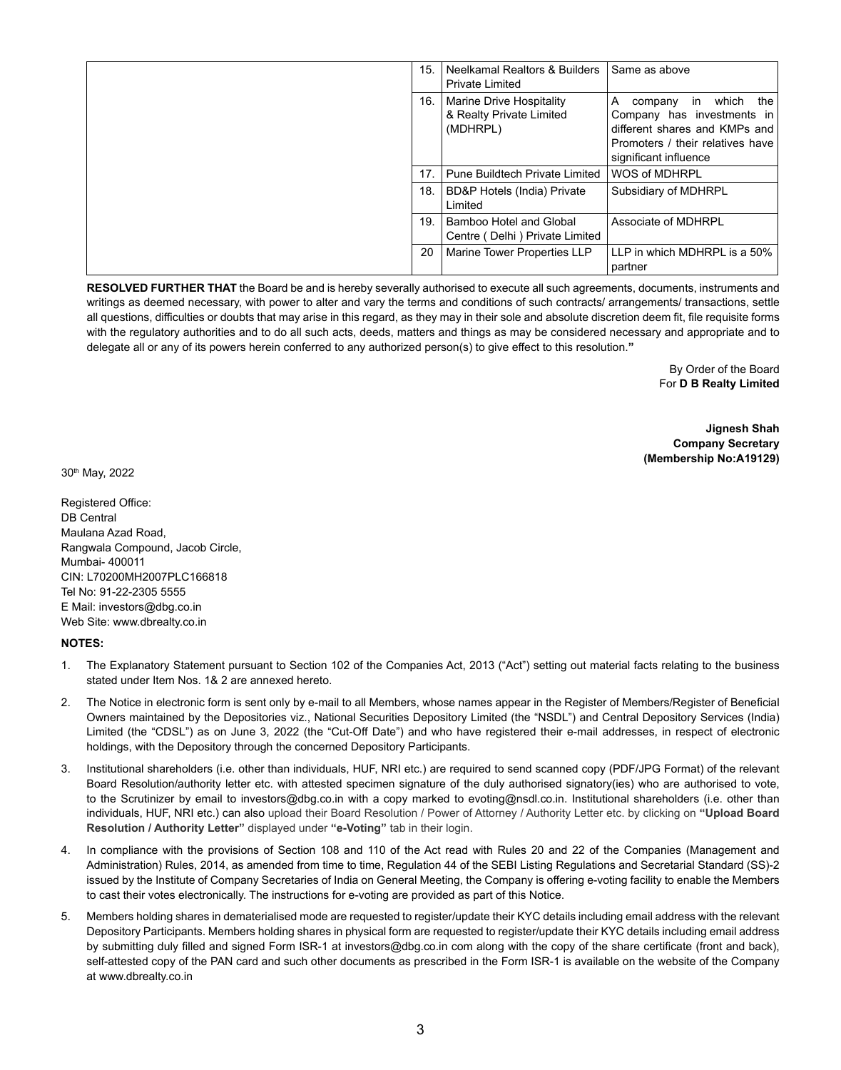| | | |
|---|---|---|
| 15. | Neelkamal Realtors & Builders Private Limited | Same as above |
| 16. | Marine Drive Hospitality & Realty Private Limited (MDHRPL) | A company in which the Company has investments in different shares and KMPs and Promoters / their relatives have significant influence |
| 17. | Pune Buildtech Private Limited | WOS of MDHRPL |
| 18. | BD&P Hotels (India) Private Limited | Subsidiary of MDHRPL |
| 19. | Bamboo Hotel and Global Centre ( Delhi ) Private Limited | Associate of MDHRPL |
| 20 | Marine Tower Properties LLP | LLP in which MDHRPL is a 50% partner |

**RESOLVED FURTHER THAT** the Board be and is hereby severally authorised to execute all such agreements, documents, instruments and writings as deemed necessary, with power to alter and vary the terms and conditions of such contracts/ arrangements/ transactions, settle all questions, difficulties or doubts that may arise in this regard, as they may in their sole and absolute discretion deem fit, file requisite forms with the regulatory authorities and to do all such acts, deeds, matters and things as may be considered necessary and appropriate and to delegate all or any of its powers herein conferred to any authorized person(s) to give effect to this resolution.**"**

By Order of the Board
For **D B Realty Limited**

**Jignesh Shah**
**Company Secretary**
**(Membership No:A19129)**

30th May, 2022

Registered Office:
DB Central
Maulana Azad Road,
Rangwala Compound, Jacob Circle,
Mumbai- 400011
CIN: L70200MH2007PLC166818
Tel No: 91-22-2305 5555
E Mail: investors@dbg.co.in
Web Site: www.dbrealty.co.in

**NOTES:**

1. The Explanatory Statement pursuant to Section 102 of the Companies Act, 2013 ("Act") setting out material facts relating to the business stated under Item Nos. 1& 2 are annexed hereto.

2. The Notice in electronic form is sent only by e-mail to all Members, whose names appear in the Register of Members/Register of Beneficial Owners maintained by the Depositories viz., National Securities Depository Limited (the "NSDL") and Central Depository Services (India) Limited (the "CDSL") as on June 3, 2022 (the "Cut-Off Date") and who have registered their e-mail addresses, in respect of electronic holdings, with the Depository through the concerned Depository Participants.

3. Institutional shareholders (i.e. other than individuals, HUF, NRI etc.) are required to send scanned copy (PDF/JPG Format) of the relevant Board Resolution/authority letter etc. with attested specimen signature of the duly authorised signatory(ies) who are authorised to vote, to the Scrutinizer by email to investors@dbg.co.in with a copy marked to evoting@nsdl.co.in. Institutional shareholders (i.e. other than individuals, HUF, NRI etc.) can also upload their Board Resolution / Power of Attorney / Authority Letter etc. by clicking on **"Upload Board Resolution / Authority Letter"** displayed under **"e-Voting"** tab in their login.

4. In compliance with the provisions of Section 108 and 110 of the Act read with Rules 20 and 22 of the Companies (Management and Administration) Rules, 2014, as amended from time to time, Regulation 44 of the SEBI Listing Regulations and Secretarial Standard (SS)-2 issued by the Institute of Company Secretaries of India on General Meeting, the Company is offering e-voting facility to enable the Members to cast their votes electronically. The instructions for e-voting are provided as part of this Notice.

5. Members holding shares in dematerialised mode are requested to register/update their KYC details including email address with the relevant Depository Participants. Members holding shares in physical form are requested to register/update their KYC details including email address by submitting duly filled and signed Form ISR-1 at investors@dbg.co.in com along with the copy of the share certificate (front and back), self-attested copy of the PAN card and such other documents as prescribed in the Form ISR-1 is available on the website of the Company at www.dbrealty.co.in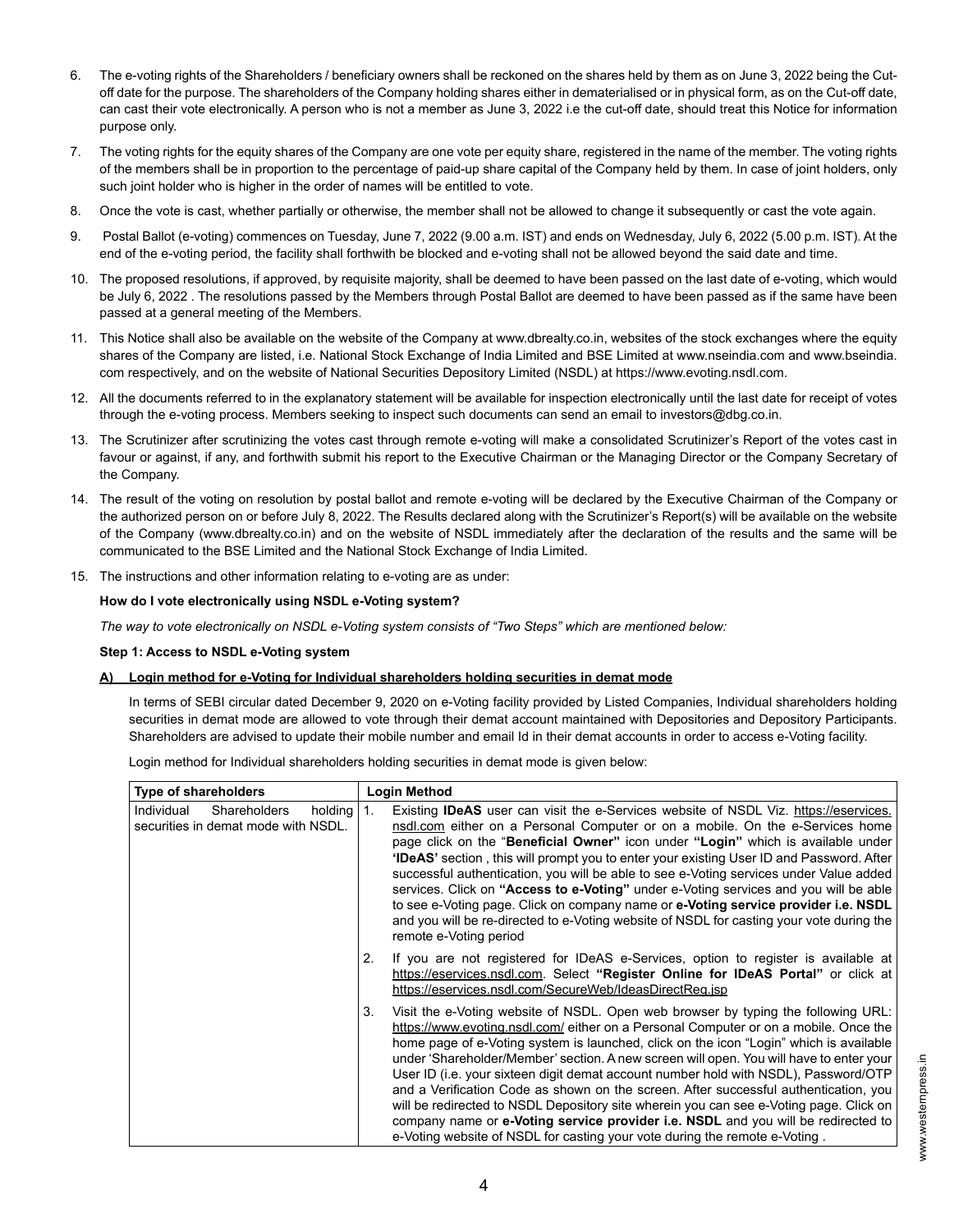6. The e-voting rights of the Shareholders / beneficiary owners shall be reckoned on the shares held by them as on June 3, 2022 being the Cut-off date for the purpose. The shareholders of the Company holding shares either in dematerialised or in physical form, as on the Cut-off date, can cast their vote electronically. A person who is not a member as June 3, 2022 i.e the cut-off date, should treat this Notice for information purpose only.

7. The voting rights for the equity shares of the Company are one vote per equity share, registered in the name of the member. The voting rights of the members shall be in proportion to the percentage of paid-up share capital of the Company held by them. In case of joint holders, only such joint holder who is higher in the order of names will be entitled to vote.

8. Once the vote is cast, whether partially or otherwise, the member shall not be allowed to change it subsequently or cast the vote again.

9. Postal Ballot (e-voting) commences on Tuesday, June 7, 2022 (9.00 a.m. IST) and ends on Wednesday, July 6, 2022 (5.00 p.m. IST). At the end of the e-voting period, the facility shall forthwith be blocked and e-voting shall not be allowed beyond the said date and time.

10. The proposed resolutions, if approved, by requisite majority, shall be deemed to have been passed on the last date of e-voting, which would be July 6, 2022 . The resolutions passed by the Members through Postal Ballot are deemed to have been passed as if the same have been passed at a general meeting of the Members.

11. This Notice shall also be available on the website of the Company at www.dbrealty.co.in, websites of the stock exchanges where the equity shares of the Company are listed, i.e. National Stock Exchange of India Limited and BSE Limited at www.nseindia.com and www.bseindia.com respectively, and on the website of National Securities Depository Limited (NSDL) at https://www.evoting.nsdl.com.

12. All the documents referred to in the explanatory statement will be available for inspection electronically until the last date for receipt of votes through the e-voting process. Members seeking to inspect such documents can send an email to investors@dbg.co.in.

13. The Scrutinizer after scrutinizing the votes cast through remote e-voting will make a consolidated Scrutinizer's Report of the votes cast in favour or against, if any, and forthwith submit his report to the Executive Chairman or the Managing Director or the Company Secretary of the Company.

14. The result of the voting on resolution by postal ballot and remote e-voting will be declared by the Executive Chairman of the Company or the authorized person on or before July 8, 2022. The Results declared along with the Scrutinizer's Report(s) will be available on the website of the Company (www.dbrealty.co.in) and on the website of NSDL immediately after the declaration of the results and the same will be communicated to the BSE Limited and the National Stock Exchange of India Limited.

15. The instructions and other information relating to e-voting are as under:

**How do I vote electronically using NSDL e-Voting system?**

*The way to vote electronically on NSDL e-Voting system consists of "Two Steps" which are mentioned below:*

**Step 1: Access to NSDL e-Voting system**

**A) Login method for e-Voting for Individual shareholders holding securities in demat mode**

In terms of SEBI circular dated December 9, 2020 on e-Voting facility provided by Listed Companies, Individual shareholders holding securities in demat mode are allowed to vote through their demat account maintained with Depositories and Depository Participants. Shareholders are advised to update their mobile number and email Id in their demat accounts in order to access e-Voting facility.

Login method for Individual shareholders holding securities in demat mode is given below:

| Type of shareholders | Login Method |
|---|---|
| Individual Shareholders holding securities in demat mode with NSDL. | 1. Existing **IDeAS** user can visit the e-Services website of NSDL Viz. https://eservices.nsdl.com either on a Personal Computer or on a mobile. On the e-Services home page click on the "**Beneficial Owner"** icon under **"Login"** which is available under **'IDeAS'** section , this will prompt you to enter your existing User ID and Password. After successful authentication, you will be able to see e-Voting services under Value added services. Click on **"Access to e-Voting"** under e-Voting services and you will be able to see e-Voting page. Click on company name or **e-Voting service provider i.e. NSDL** and you will be re-directed to e-Voting website of NSDL for casting your vote during the remote e-Voting period |
| | 2. If you are not registered for IDeAS e-Services, option to register is available at https://eservices.nsdl.com. Select **"Register Online for IDeAS Portal"** or click at https://eservices.nsdl.com/SecureWeb/IdeasDirectReg.jsp |
| | 3. Visit the e-Voting website of NSDL. Open web browser by typing the following URL: https://www.evoting.nsdl.com/ either on a Personal Computer or on a mobile. Once the home page of e-Voting system is launched, click on the icon "Login" which is available under 'Shareholder/Member' section. A new screen will open. You will have to enter your User ID (i.e. your sixteen digit demat account number hold with NSDL), Password/OTP and a Verification Code as shown on the screen. After successful authentication, you will be redirected to NSDL Depository site wherein you can see e-Voting page. Click on company name or **e-Voting service provider i.e. NSDL** and you will be redirected to e-Voting website of NSDL for casting your vote during the remote e-Voting . |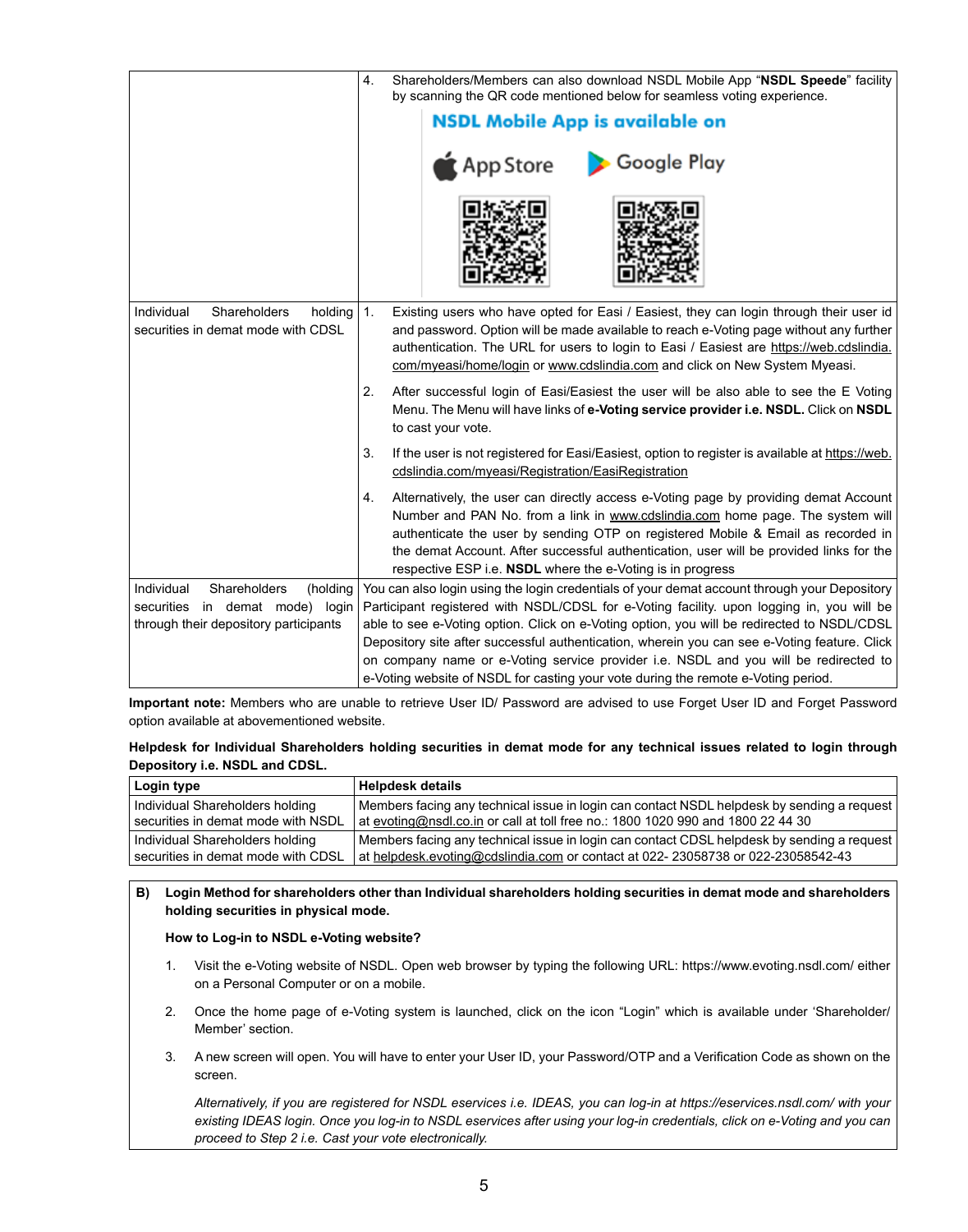| | |
|---|---|
| | 4. Shareholders/Members can also download NSDL Mobile App "**NSDL Speede**" facility by scanning the QR code mentioned below for seamless voting experience.<br>**NSDL Mobile App is available on**<br>App Store   Google Play |
| Individual Shareholders holding securities in demat mode with CDSL | 1. Existing users who have opted for Easi / Easiest, they can login through their user id and password. Option will be made available to reach e-Voting page without any further authentication. The URL for users to login to Easi / Easiest are https://web.cdslindia.com/myeasi/home/login or www.cdslindia.com and click on New System Myeasi.<br>2. After successful login of Easi/Easiest the user will be also able to see the E Voting Menu. The Menu will have links of **e-Voting service provider i.e. NSDL.** Click on **NSDL** to cast your vote.<br>3. If the user is not registered for Easi/Easiest, option to register is available at https://web.cdslindia.com/myeasi/Registration/EasiRegistration<br>4. Alternatively, the user can directly access e-Voting page by providing demat Account Number and PAN No. from a link in www.cdslindia.com home page. The system will authenticate the user by sending OTP on registered Mobile & Email as recorded in the demat Account. After successful authentication, user will be provided links for the respective ESP i.e. **NSDL** where the e-Voting is in progress |
| Individual Shareholders (holding securities in demat mode) login through their depository participants | You can also login using the login credentials of your demat account through your Depository Participant registered with NSDL/CDSL for e-Voting facility. upon logging in, you will be able to see e-Voting option. Click on e-Voting option, you will be redirected to NSDL/CDSL Depository site after successful authentication, wherein you can see e-Voting feature. Click on company name or e-Voting service provider i.e. NSDL and you will be redirected to e-Voting website of NSDL for casting your vote during the remote e-Voting period. |

**Important note:** Members who are unable to retrieve User ID/ Password are advised to use Forget User ID and Forget Password option available at abovementioned website.

**Helpdesk for Individual Shareholders holding securities in demat mode for any technical issues related to login through Depository i.e. NSDL and CDSL.**

| Login type | Helpdesk details |
|---|---|
| Individual Shareholders holding securities in demat mode with NSDL | Members facing any technical issue in login can contact NSDL helpdesk by sending a request at evoting@nsdl.co.in or call at toll free no.: 1800 1020 990 and 1800 22 44 30 |
| Individual Shareholders holding securities in demat mode with CDSL | Members facing any technical issue in login can contact CDSL helpdesk by sending a request at helpdesk.evoting@cdslindia.com or contact at 022- 23058738 or 022-23058542-43 |

**B) Login Method for shareholders other than Individual shareholders holding securities in demat mode and shareholders holding securities in physical mode.**

**How to Log-in to NSDL e-Voting website?**

1. Visit the e-Voting website of NSDL. Open web browser by typing the following URL: https://www.evoting.nsdl.com/ either on a Personal Computer or on a mobile.
2. Once the home page of e-Voting system is launched, click on the icon "Login" which is available under 'Shareholder/ Member' section.
3. A new screen will open. You will have to enter your User ID, your Password/OTP and a Verification Code as shown on the screen.

   *Alternatively, if you are registered for NSDL eservices i.e. IDEAS, you can log-in at https://eservices.nsdl.com/ with your existing IDEAS login. Once you log-in to NSDL eservices after using your log-in credentials, click on e-Voting and you can proceed to Step 2 i.e. Cast your vote electronically.*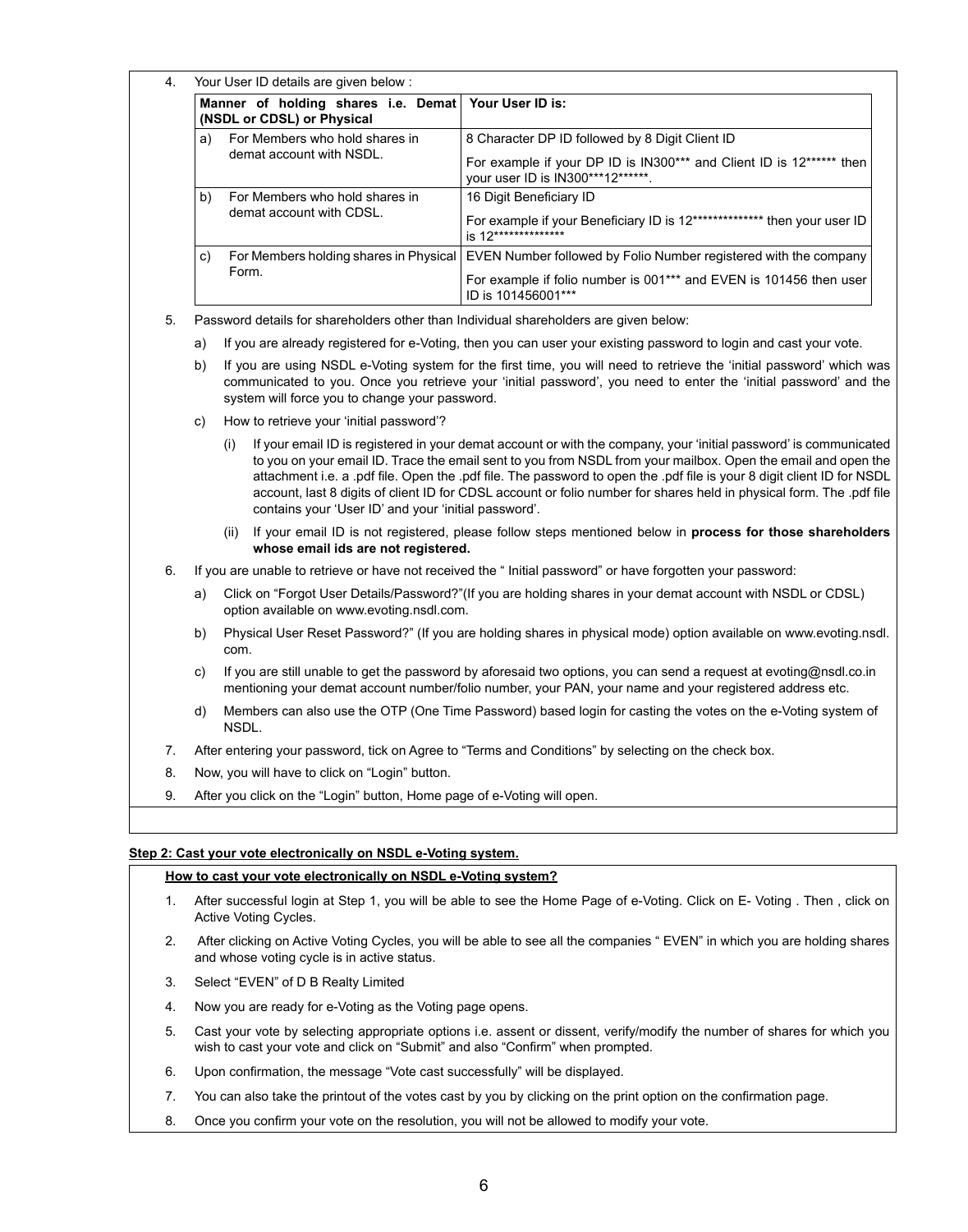4. Your User ID details are given below :

| Manner of holding shares i.e. Demat (NSDL or CDSL) or Physical | Your User ID is: |
|---|---|
| a) For Members who hold shares in demat account with NSDL. | 8 Character DP ID followed by 8 Digit Client ID<br>For example if your DP ID is IN300*** and Client ID is 12****** then your user ID is IN300***12******. |
| b) For Members who hold shares in demat account with CDSL. | 16 Digit Beneficiary ID<br>For example if your Beneficiary ID is 12************** then your user ID is 12************** |
| c) For Members holding shares in Physical Form. | EVEN Number followed by Folio Number registered with the company<br>For example if folio number is 001*** and EVEN is 101456 then user ID is 101456001*** |

5. Password details for shareholders other than Individual shareholders are given below:

   a) If you are already registered for e-Voting, then you can user your existing password to login and cast your vote.

   b) If you are using NSDL e-Voting system for the first time, you will need to retrieve the 'initial password' which was communicated to you. Once you retrieve your 'initial password', you need to enter the 'initial password' and the system will force you to change your password.

   c) How to retrieve your 'initial password'?

      (i) If your email ID is registered in your demat account or with the company, your 'initial password' is communicated to you on your email ID. Trace the email sent to you from NSDL from your mailbox. Open the email and open the attachment i.e. a .pdf file. Open the .pdf file. The password to open the .pdf file is your 8 digit client ID for NSDL account, last 8 digits of client ID for CDSL account or folio number for shares held in physical form. The .pdf file contains your 'User ID' and your 'initial password'.

      (ii) If your email ID is not registered, please follow steps mentioned below in **process for those shareholders whose email ids are not registered.**

6. If you are unable to retrieve or have not received the " Initial password" or have forgotten your password:

   a) Click on "Forgot User Details/Password?"(If you are holding shares in your demat account with NSDL or CDSL) option available on www.evoting.nsdl.com.

   b) Physical User Reset Password?" (If you are holding shares in physical mode) option available on www.evoting.nsdl.com.

   c) If you are still unable to get the password by aforesaid two options, you can send a request at evoting@nsdl.co.in mentioning your demat account number/folio number, your PAN, your name and your registered address etc.

   d) Members can also use the OTP (One Time Password) based login for casting the votes on the e-Voting system of NSDL.

7. After entering your password, tick on Agree to "Terms and Conditions" by selecting on the check box.

8. Now, you will have to click on "Login" button.

9. After you click on the "Login" button, Home page of e-Voting will open.

**Step 2: Cast your vote electronically on NSDL e-Voting system.**

**How to cast your vote electronically on NSDL e-Voting system?**

1. After successful login at Step 1, you will be able to see the Home Page of e-Voting. Click on E- Voting . Then , click on Active Voting Cycles.
2. After clicking on Active Voting Cycles, you will be able to see all the companies " EVEN" in which you are holding shares and whose voting cycle is in active status.
3. Select "EVEN" of D B Realty Limited
4. Now you are ready for e-Voting as the Voting page opens.
5. Cast your vote by selecting appropriate options i.e. assent or dissent, verify/modify the number of shares for which you wish to cast your vote and click on "Submit" and also "Confirm" when prompted.
6. Upon confirmation, the message "Vote cast successfully" will be displayed.
7. You can also take the printout of the votes cast by you by clicking on the print option on the confirmation page.
8. Once you confirm your vote on the resolution, you will not be allowed to modify your vote.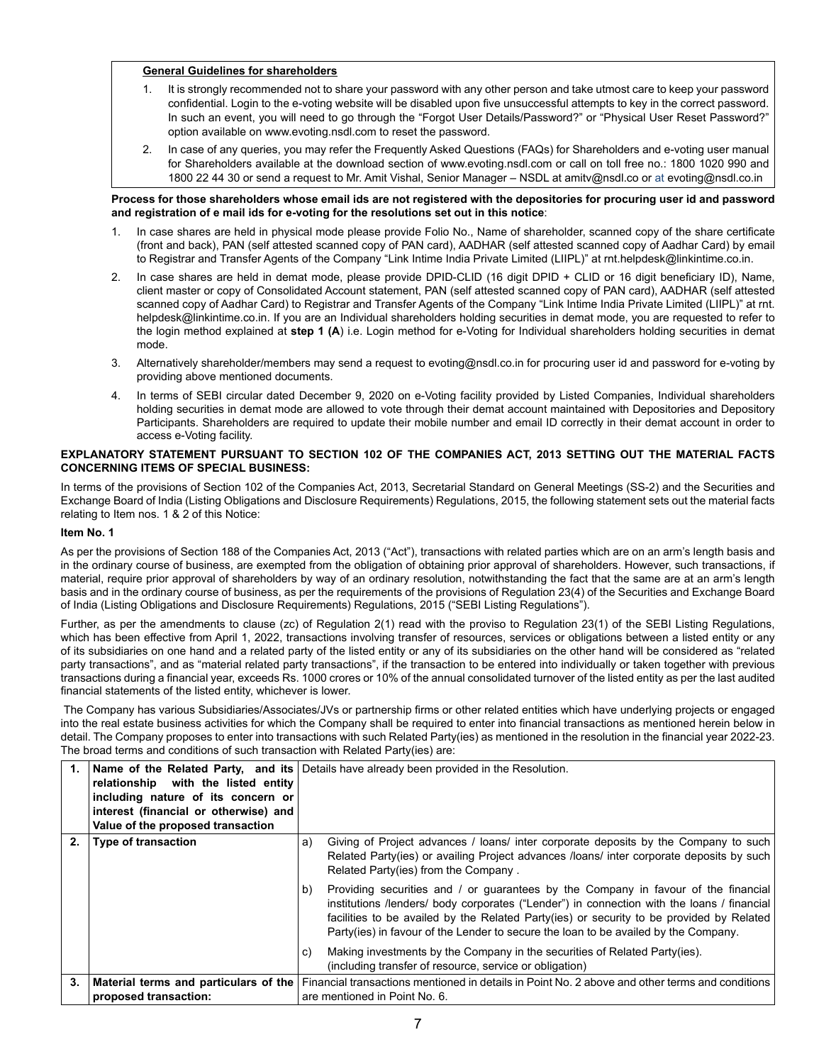**General Guidelines for shareholders**

1. It is strongly recommended not to share your password with any other person and take utmost care to keep your password confidential. Login to the e-voting website will be disabled upon five unsuccessful attempts to key in the correct password. In such an event, you will need to go through the "Forgot User Details/Password?" or "Physical User Reset Password?" option available on www.evoting.nsdl.com to reset the password.
2. In case of any queries, you may refer the Frequently Asked Questions (FAQs) for Shareholders and e-voting user manual for Shareholders available at the download section of www.evoting.nsdl.com or call on toll free no.: 1800 1020 990 and 1800 22 44 30 or send a request to Mr. Amit Vishal, Senior Manager – NSDL at amitv@nsdl.co or at evoting@nsdl.co.in

**Process for those shareholders whose email ids are not registered with the depositories for procuring user id and password and registration of e mail ids for e-voting for the resolutions set out in this notice**:

1. In case shares are held in physical mode please provide Folio No., Name of shareholder, scanned copy of the share certificate (front and back), PAN (self attested scanned copy of PAN card), AADHAR (self attested scanned copy of Aadhar Card) by email to Registrar and Transfer Agents of the Company "Link Intime India Private Limited (LIIPL)" at rnt.helpdesk@linkintime.co.in.
2. In case shares are held in demat mode, please provide DPID-CLID (16 digit DPID + CLID or 16 digit beneficiary ID), Name, client master or copy of Consolidated Account statement, PAN (self attested scanned copy of PAN card), AADHAR (self attested scanned copy of Aadhar Card) to Registrar and Transfer Agents of the Company "Link Intime India Private Limited (LIIPL)" at rnt.helpdesk@linkintime.co.in. If you are an Individual shareholders holding securities in demat mode, you are requested to refer to the login method explained at **step 1 (A**) i.e. Login method for e-Voting for Individual shareholders holding securities in demat mode.
3. Alternatively shareholder/members may send a request to evoting@nsdl.co.in for procuring user id and password for e-voting by providing above mentioned documents.
4. In terms of SEBI circular dated December 9, 2020 on e-Voting facility provided by Listed Companies, Individual shareholders holding securities in demat mode are allowed to vote through their demat account maintained with Depositories and Depository Participants. Shareholders are required to update their mobile number and email ID correctly in their demat account in order to access e-Voting facility.

**EXPLANATORY STATEMENT PURSUANT TO SECTION 102 OF THE COMPANIES ACT, 2013 SETTING OUT THE MATERIAL FACTS CONCERNING ITEMS OF SPECIAL BUSINESS:**

In terms of the provisions of Section 102 of the Companies Act, 2013, Secretarial Standard on General Meetings (SS-2) and the Securities and Exchange Board of India (Listing Obligations and Disclosure Requirements) Regulations, 2015, the following statement sets out the material facts relating to Item nos. 1 & 2 of this Notice:

**Item No. 1**

As per the provisions of Section 188 of the Companies Act, 2013 ("Act"), transactions with related parties which are on an arm's length basis and in the ordinary course of business, are exempted from the obligation of obtaining prior approval of shareholders. However, such transactions, if material, require prior approval of shareholders by way of an ordinary resolution, notwithstanding the fact that the same are at an arm's length basis and in the ordinary course of business, as per the requirements of the provisions of Regulation 23(4) of the Securities and Exchange Board of India (Listing Obligations and Disclosure Requirements) Regulations, 2015 ("SEBI Listing Regulations").

Further, as per the amendments to clause (zc) of Regulation 2(1) read with the proviso to Regulation 23(1) of the SEBI Listing Regulations, which has been effective from April 1, 2022, transactions involving transfer of resources, services or obligations between a listed entity or any of its subsidiaries on one hand and a related party of the listed entity or any of its subsidiaries on the other hand will be considered as "related party transactions", and as "material related party transactions", if the transaction to be entered into individually or taken together with previous transactions during a financial year, exceeds Rs. 1000 crores or 10% of the annual consolidated turnover of the listed entity as per the last audited financial statements of the listed entity, whichever is lower.

The Company has various Subsidiaries/Associates/JVs or partnership firms or other related entities which have underlying projects or engaged into the real estate business activities for which the Company shall be required to enter into financial transactions as mentioned herein below in detail. The Company proposes to enter into transactions with such Related Party(ies) as mentioned in the resolution in the financial year 2022-23. The broad terms and conditions of such transaction with Related Party(ies) are:

| | | |
|---|---|---|
| **1.** | **Name of the Related Party, and its relationship with the listed entity including nature of its concern or interest (financial or otherwise) and Value of the proposed transaction** | Details have already been provided in the Resolution. |
| **2.** | **Type of transaction** | a) Giving of Project advances / loans/ inter corporate deposits by the Company to such Related Party(ies) or availing Project advances /loans/ inter corporate deposits by such Related Party(ies) from the Company .<br>b) Providing securities and / or guarantees by the Company in favour of the financial institutions /lenders/ body corporates ("Lender") in connection with the loans / financial facilities to be availed by the Related Party(ies) or security to be provided by Related Party(ies) in favour of the Lender to secure the loan to be availed by the Company.<br>c) Making investments by the Company in the securities of Related Party(ies). (including transfer of resource, service or obligation) |
| **3.** | **Material terms and particulars of the proposed transaction:** | Financial transactions mentioned in details in Point No. 2 above and other terms and conditions are mentioned in Point No. 6. |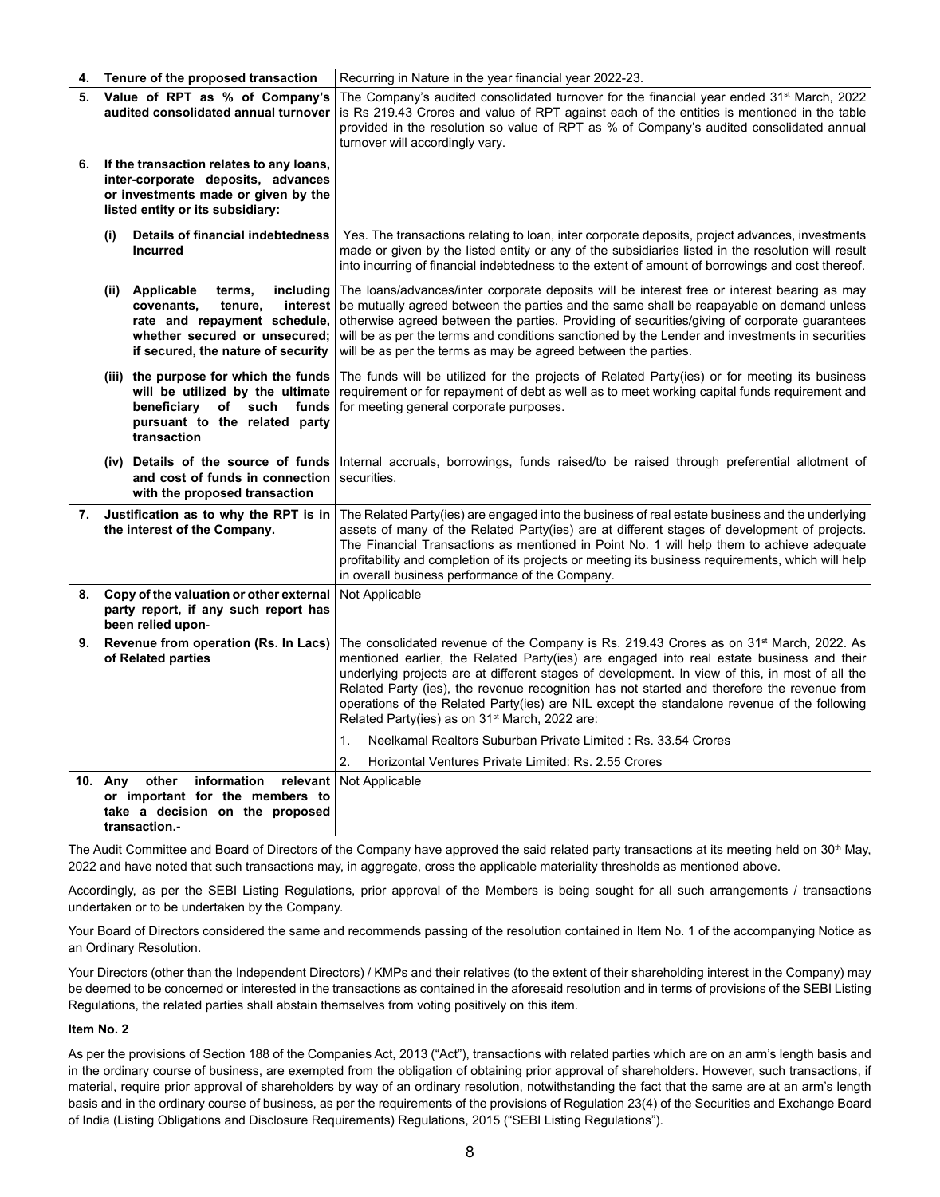| 4. | Tenure of the proposed transaction | Recurring in Nature in the year financial year 2022-23. |
|---|---|---|
| 5. | **Value of RPT as % of Company's audited consolidated annual turnover** | The Company's audited consolidated turnover for the financial year ended 31st March, 2022 is Rs 219.43 Crores and value of RPT against each of the entities is mentioned in the table provided in the resolution so value of RPT as % of Company's audited consolidated annual turnover will accordingly vary. |
| 6. | **If the transaction relates to any loans, inter-corporate deposits, advances or investments made or given by the listed entity or its subsidiary:** | |
| | **(i) Details of financial indebtedness Incurred** | Yes. The transactions relating to loan, inter corporate deposits, project advances, investments made or given by the listed entity or any of the subsidiaries listed in the resolution will result into incurring of financial indebtedness to the extent of amount of borrowings and cost thereof. |
| | **(ii) Applicable terms, including covenants, tenure, interest rate and repayment schedule, whether secured or unsecured; if secured, the nature of security** | The loans/advances/inter corporate deposits will be interest free or interest bearing as may be mutually agreed between the parties and the same shall be reapayable on demand unless otherwise agreed between the parties. Providing of securities/giving of corporate guarantees will be as per the terms and conditions sanctioned by the Lender and investments in securities will be as per the terms as may be agreed between the parties. |
| | **(iii) the purpose for which the funds will be utilized by the ultimate beneficiary of such funds pursuant to the related party transaction** | The funds will be utilized for the projects of Related Party(ies) or for meeting its business requirement or for repayment of debt as well as to meet working capital funds requirement and for meeting general corporate purposes. |
| | **(iv) Details of the source of funds and cost of funds in connection with the proposed transaction** | Internal accruals, borrowings, funds raised/to be raised through preferential allotment of securities. |
| 7. | **Justification as to why the RPT is in the interest of the Company.** | The Related Party(ies) are engaged into the business of real estate business and the underlying assets of many of the Related Party(ies) are at different stages of development of projects. The Financial Transactions as mentioned in Point No. 1 will help them to achieve adequate profitability and completion of its projects or meeting its business requirements, which will help in overall business performance of the Company. |
| 8. | **Copy of the valuation or other external party report, if any such report has been relied upon-** | Not Applicable |
| 9. | **Revenue from operation (Rs. In Lacs) of Related parties** | The consolidated revenue of the Company is Rs. 219.43 Crores as on 31st March, 2022. As mentioned earlier, the Related Party(ies) are engaged into real estate business and their underlying projects are at different stages of development. In view of this, in most of all the Related Party (ies), the revenue recognition has not started and therefore the revenue from operations of the Related Party(ies) are NIL except the standalone revenue of the following Related Party(ies) as on 31st March, 2022 are:<br>1. Neelkamal Realtors Suburban Private Limited : Rs. 33.54 Crores<br>2. Horizontal Ventures Private Limited: Rs. 2.55 Crores |
| 10. | **Any other information relevant or important for the members to take a decision on the proposed transaction.-** | Not Applicable |

The Audit Committee and Board of Directors of the Company have approved the said related party transactions at its meeting held on 30th May, 2022 and have noted that such transactions may, in aggregate, cross the applicable materiality thresholds as mentioned above.

Accordingly, as per the SEBI Listing Regulations, prior approval of the Members is being sought for all such arrangements / transactions undertaken or to be undertaken by the Company.

Your Board of Directors considered the same and recommends passing of the resolution contained in Item No. 1 of the accompanying Notice as an Ordinary Resolution.

Your Directors (other than the Independent Directors) / KMPs and their relatives (to the extent of their shareholding interest in the Company) may be deemed to be concerned or interested in the transactions as contained in the aforesaid resolution and in terms of provisions of the SEBI Listing Regulations, the related parties shall abstain themselves from voting positively on this item.

**Item No. 2**

As per the provisions of Section 188 of the Companies Act, 2013 ("Act"), transactions with related parties which are on an arm's length basis and in the ordinary course of business, are exempted from the obligation of obtaining prior approval of shareholders. However, such transactions, if material, require prior approval of shareholders by way of an ordinary resolution, notwithstanding the fact that the same are at an arm's length basis and in the ordinary course of business, as per the requirements of the provisions of Regulation 23(4) of the Securities and Exchange Board of India (Listing Obligations and Disclosure Requirements) Regulations, 2015 ("SEBI Listing Regulations").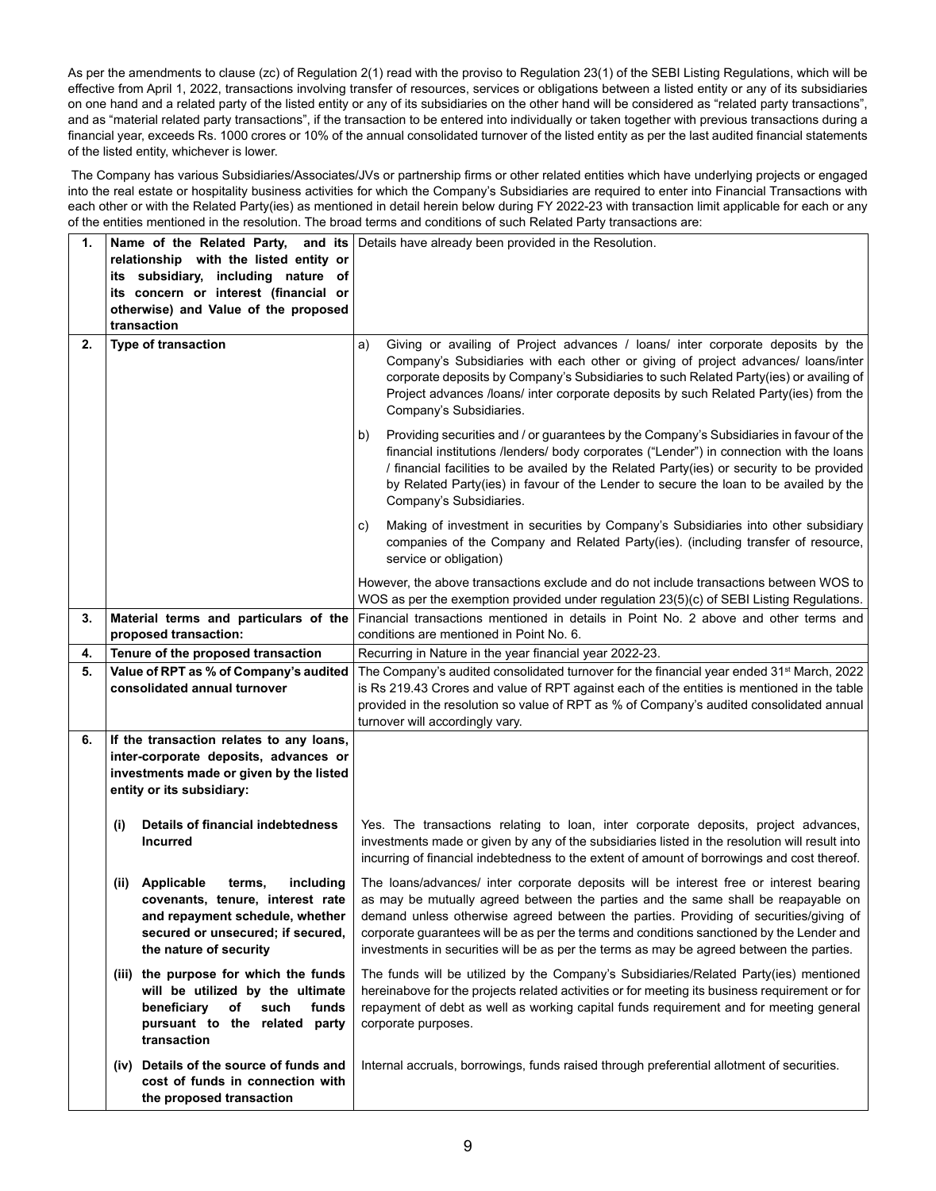As per the amendments to clause (zc) of Regulation 2(1) read with the proviso to Regulation 23(1) of the SEBI Listing Regulations, which will be effective from April 1, 2022, transactions involving transfer of resources, services or obligations between a listed entity or any of its subsidiaries on one hand and a related party of the listed entity or any of its subsidiaries on the other hand will be considered as "related party transactions", and as "material related party transactions", if the transaction to be entered into individually or taken together with previous transactions during a financial year, exceeds Rs. 1000 crores or 10% of the annual consolidated turnover of the listed entity as per the last audited financial statements of the listed entity, whichever is lower.

The Company has various Subsidiaries/Associates/JVs or partnership firms or other related entities which have underlying projects or engaged into the real estate or hospitality business activities for which the Company's Subsidiaries are required to enter into Financial Transactions with each other or with the Related Party(ies) as mentioned in detail herein below during FY 2022-23 with transaction limit applicable for each or any of the entities mentioned in the resolution. The broad terms and conditions of such Related Party transactions are:

| | | |
|---|---|---|
| **1.** | **Name of the Related Party, and its relationship with the listed entity or its subsidiary, including nature of its concern or interest (financial or otherwise) and Value of the proposed transaction** | Details have already been provided in the Resolution. |
| **2.** | **Type of transaction** | a) Giving or availing of Project advances / loans/ inter corporate deposits by the Company's Subsidiaries with each other or giving of project advances/ loans/inter corporate deposits by Company's Subsidiaries to such Related Party(ies) or availing of Project advances /loans/ inter corporate deposits by such Related Party(ies) from the Company's Subsidiaries.<br><br>b) Providing securities and / or guarantees by the Company's Subsidiaries in favour of the financial institutions /lenders/ body corporates ("Lender") in connection with the loans / financial facilities to be availed by the Related Party(ies) or security to be provided by Related Party(ies) in favour of the Lender to secure the loan to be availed by the Company's Subsidiaries.<br><br>c) Making of investment in securities by Company's Subsidiaries into other subsidiary companies of the Company and Related Party(ies). (including transfer of resource, service or obligation)<br><br>However, the above transactions exclude and do not include transactions between WOS to WOS as per the exemption provided under regulation 23(5)(c) of SEBI Listing Regulations. |
| **3.** | **Material terms and particulars of the proposed transaction:** | Financial transactions mentioned in details in Point No. 2 above and other terms and conditions are mentioned in Point No. 6. |
| **4.** | **Tenure of the proposed transaction** | Recurring in Nature in the year financial year 2022-23. |
| **5.** | **Value of RPT as % of Company's audited consolidated annual turnover** | The Company's audited consolidated turnover for the financial year ended 31st March, 2022 is Rs 219.43 Crores and value of RPT against each of the entities is mentioned in the table provided in the resolution so value of RPT as % of Company's audited consolidated annual turnover will accordingly vary. |
| **6.** | **If the transaction relates to any loans, inter-corporate deposits, advances or investments made or given by the listed entity or its subsidiary:** | |
| | **(i) Details of financial indebtedness Incurred** | Yes. The transactions relating to loan, inter corporate deposits, project advances, investments made or given by any of the subsidiaries listed in the resolution will result into incurring of financial indebtedness to the extent of amount of borrowings and cost thereof. |
| | **(ii) Applicable terms, including covenants, tenure, interest rate and repayment schedule, whether secured or unsecured; if secured, the nature of security** | The loans/advances/ inter corporate deposits will be interest free or interest bearing as may be mutually agreed between the parties and the same shall be reapayable on demand unless otherwise agreed between the parties. Providing of securities/giving of corporate guarantees will be as per the terms and conditions sanctioned by the Lender and investments in securities will be as per the terms as may be agreed between the parties. |
| | **(iii) the purpose for which the funds will be utilized by the ultimate beneficiary of such funds pursuant to the related party transaction** | The funds will be utilized by the Company's Subsidiaries/Related Party(ies) mentioned hereinabove for the projects related activities or for meeting its business requirement or for repayment of debt as well as working capital funds requirement and for meeting general corporate purposes. |
| | **(iv) Details of the source of funds and cost of funds in connection with the proposed transaction** | Internal accruals, borrowings, funds raised through preferential allotment of securities. |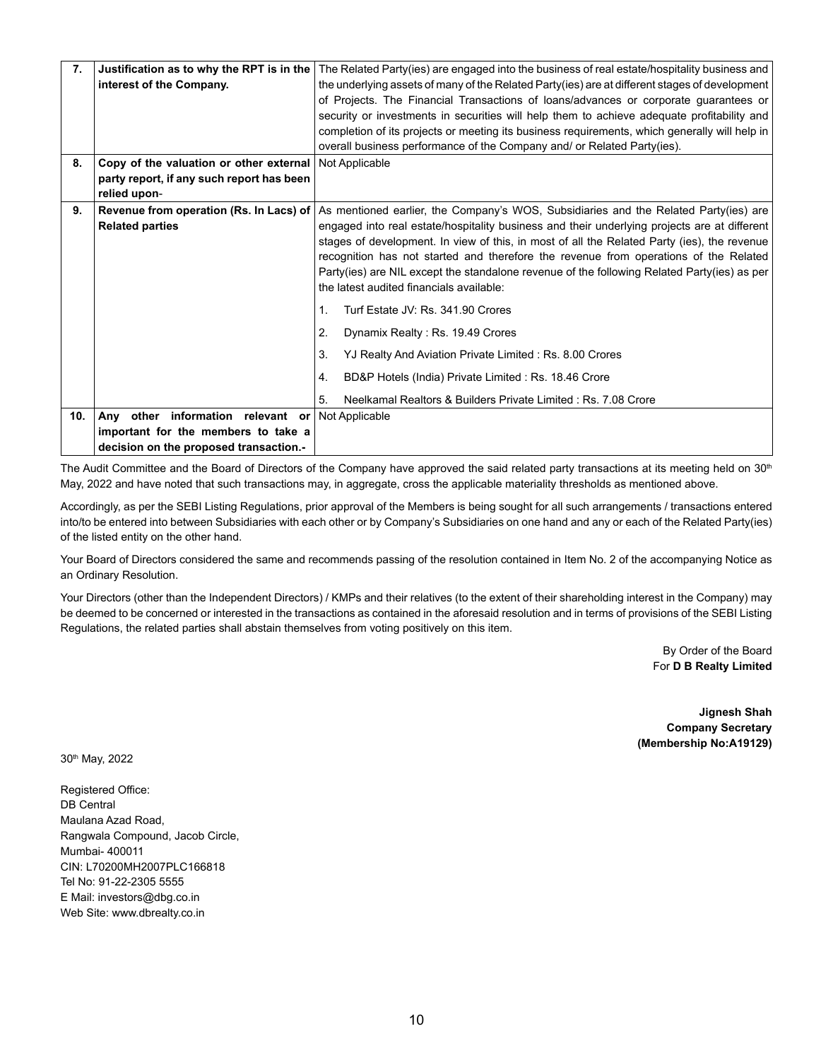| | | |
|---|---|---|
| **7.** | **Justification as to why the RPT is in the interest of the Company.** | The Related Party(ies) are engaged into the business of real estate/hospitality business and the underlying assets of many of the Related Party(ies) are at different stages of development of Projects. The Financial Transactions of loans/advances or corporate guarantees or security or investments in securities will help them to achieve adequate profitability and completion of its projects or meeting its business requirements, which generally will help in overall business performance of the Company and/ or Related Party(ies). |
| **8.** | **Copy of the valuation or other external party report, if any such report has been relied upon-** | Not Applicable |
| **9.** | **Revenue from operation (Rs. In Lacs) of Related parties** | As mentioned earlier, the Company's WOS, Subsidiaries and the Related Party(ies) are engaged into real estate/hospitality business and their underlying projects are at different stages of development. In view of this, in most of all the Related Party (ies), the revenue recognition has not started and therefore the revenue from operations of the Related Party(ies) are NIL except the standalone revenue of the following Related Party(ies) as per the latest audited financials available:<br>1. Turf Estate JV: Rs. 341.90 Crores<br>2. Dynamix Realty : Rs. 19.49 Crores<br>3. YJ Realty And Aviation Private Limited : Rs. 8.00 Crores<br>4. BD&P Hotels (India) Private Limited : Rs. 18.46 Crore<br>5. Neelkamal Realtors & Builders Private Limited : Rs. 7.08 Crore |
| **10.** | **Any other information relevant or important for the members to take a decision on the proposed transaction.-** | Not Applicable |

The Audit Committee and the Board of Directors of the Company have approved the said related party transactions at its meeting held on 30th May, 2022 and have noted that such transactions may, in aggregate, cross the applicable materiality thresholds as mentioned above.

Accordingly, as per the SEBI Listing Regulations, prior approval of the Members is being sought for all such arrangements / transactions entered into/to be entered into between Subsidiaries with each other or by Company's Subsidiaries on one hand and any or each of the Related Party(ies) of the listed entity on the other hand.

Your Board of Directors considered the same and recommends passing of the resolution contained in Item No. 2 of the accompanying Notice as an Ordinary Resolution.

Your Directors (other than the Independent Directors) / KMPs and their relatives (to the extent of their shareholding interest in the Company) may be deemed to be concerned or interested in the transactions as contained in the aforesaid resolution and in terms of provisions of the SEBI Listing Regulations, the related parties shall abstain themselves from voting positively on this item.

By Order of the Board
For **D B Realty Limited**

**Jignesh Shah**
**Company Secretary**
**(Membership No:A19129)**

30th May, 2022

Registered Office:
DB Central
Maulana Azad Road,
Rangwala Compound, Jacob Circle,
Mumbai- 400011
CIN: L70200MH2007PLC166818
Tel No: 91-22-2305 5555
E Mail: investors@dbg.co.in
Web Site: www.dbrealty.co.in